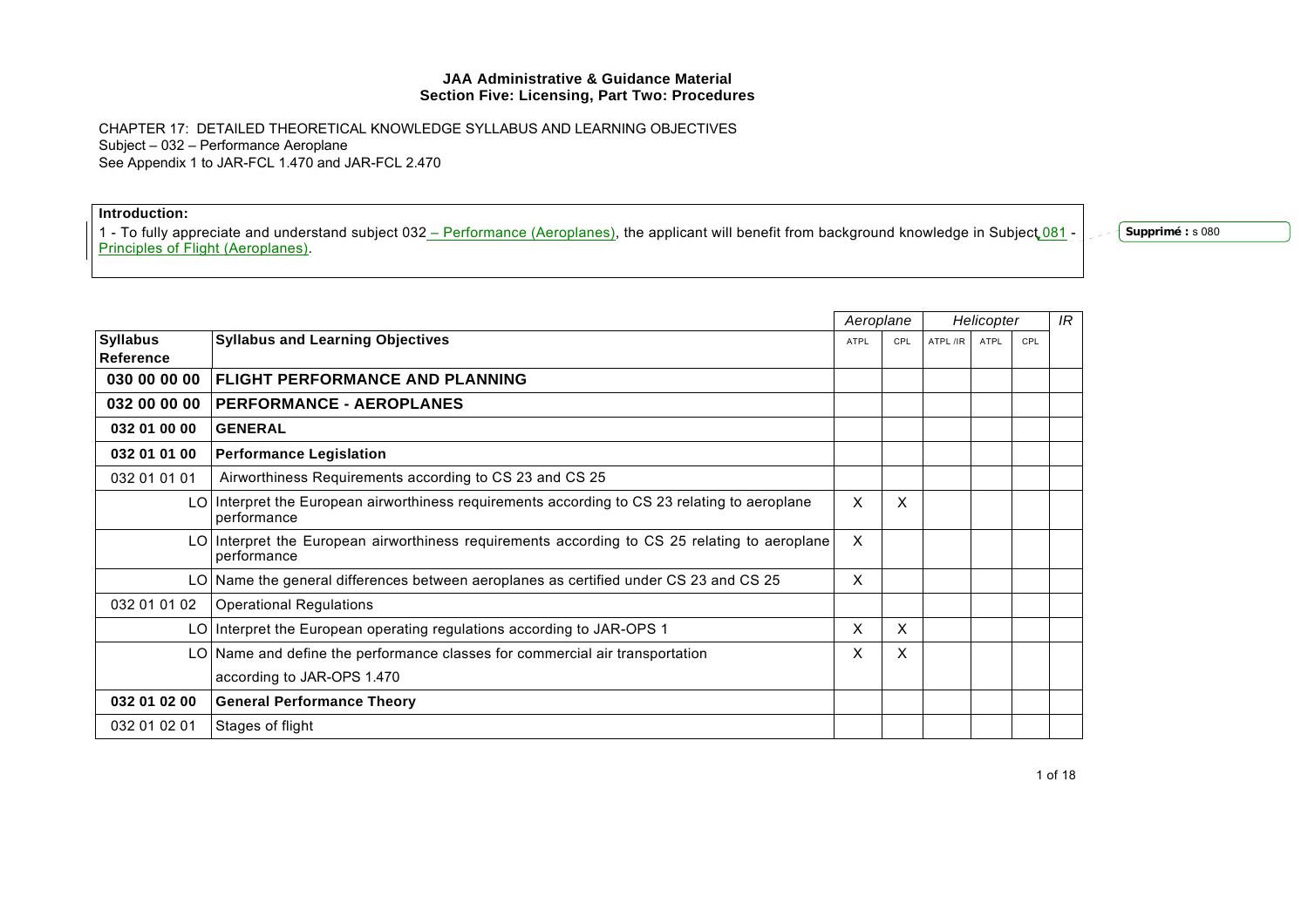**JAA Administrative & Guidance Material**
**Section Five: Licensing, Part Two: Procedures**

CHAPTER 17: DETAILED THEORETICAL KNOWLEDGE SYLLABUS AND LEARNING OBJECTIVES
Subject – 032 – Performance Aeroplane
See Appendix 1 to JAR-FCL 1.470 and JAR-FCL 2.470

**Introduction:**

1 - To fully appreciate and understand subject 032 – Performance (Aeroplanes), the applicant will benefit from background knowledge in Subject 081 - Principles of Flight (Aeroplanes).

**Supprimé :** s 080

| | | *Aeroplane* | | *Helicopter* | | | *IR* |
|---|---|---|---|---|---|---|---|
| **Syllabus Reference** | **Syllabus and Learning Objectives** | ATPL | CPL | ATPL /IR | ATPL | CPL | |
| **030 00 00 00** | **FLIGHT PERFORMANCE AND PLANNING** | | | | | | |
| **032 00 00 00** | **PERFORMANCE - AEROPLANES** | | | | | | |
| **032 01 00 00** | **GENERAL** | | | | | | |
| **032 01 01 00** | **Performance Legislation** | | | | | | |
| 032 01 01 01 | Airworthiness Requirements according to CS 23 and CS 25 | | | | | | |
| LO | Interpret the European airworthiness requirements according to CS 23 relating to aeroplane performance | X | X | | | | |
| LO | Interpret the European airworthiness requirements according to CS 25 relating to aeroplane performance | X | | | | | |
| LO | Name the general differences between aeroplanes as certified under CS 23 and CS 25 | X | | | | | |
| 032 01 01 02 | Operational Regulations | | | | | | |
| LO | Interpret the European operating regulations according to JAR-OPS 1 | X | X | | | | |
| LO | Name and define the performance classes for commercial air transportation according to JAR-OPS 1.470 | X | X | | | | |
| **032 01 02 00** | **General Performance Theory** | | | | | | |
| 032 01 02 01 | Stages of flight | | | | | | |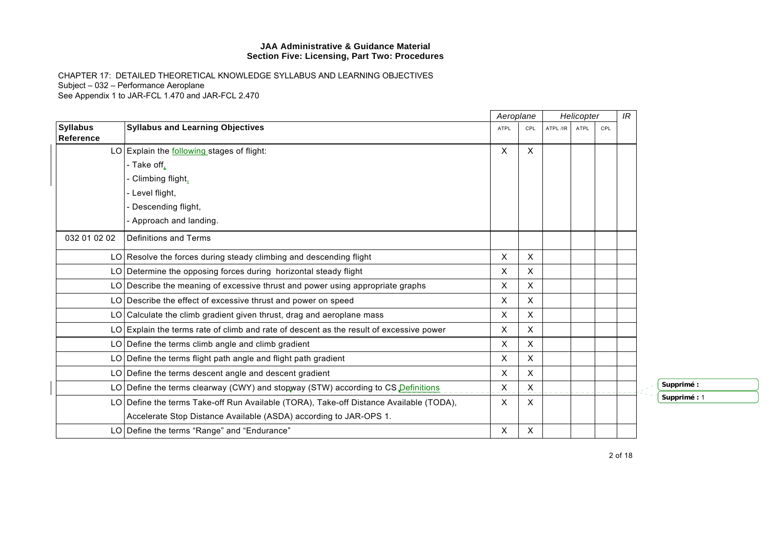**JAA Administrative & Guidance Material**
**Section Five: Licensing, Part Two: Procedures**

CHAPTER 17: DETAILED THEORETICAL KNOWLEDGE SYLLABUS AND LEARNING OBJECTIVES
Subject – 032 – Performance Aeroplane
See Appendix 1 to JAR-FCL 1.470 and JAR-FCL 2.470

| | | *Aeroplane* | | *Helicopter* | | | *IR* |
|---|---|---|---|---|---|---|---|
| **Syllabus Reference** | **Syllabus and Learning Objectives** | ATPL | CPL | ATPL /IR | ATPL | CPL | |
| LO | Explain the following stages of flight:<br>- Take off,<br>- Climbing flight,<br>- Level flight,<br>- Descending flight,<br>- Approach and landing. | X | X | | | | |
| 032 01 02 02 | Definitions and Terms | | | | | | |
| LO | Resolve the forces during steady climbing and descending flight | X | X | | | | |
| LO | Determine the opposing forces during horizontal steady flight | X | X | | | | |
| LO | Describe the meaning of excessive thrust and power using appropriate graphs | X | X | | | | |
| LO | Describe the effect of excessive thrust and power on speed | X | X | | | | |
| LO | Calculate the climb gradient given thrust, drag and aeroplane mass | X | X | | | | |
| LO | Explain the terms rate of climb and rate of descent as the result of excessive power | X | X | | | | |
| LO | Define the terms climb angle and climb gradient | X | X | | | | |
| LO | Define the terms flight path angle and flight path gradient | X | X | | | | |
| LO | Define the terms descent angle and descent gradient | X | X | | | | |
| LO | Define the terms clearway (CWY) and stopway (STW) according to CS Definitions | X | X | | | | |
| LO | Define the terms Take-off Run Available (TORA), Take-off Distance Available (TODA), Accelerate Stop Distance Available (ASDA) according to JAR-OPS 1. | X | X | | | | |
| LO | Define the terms "Range" and "Endurance" | X | X | | | | |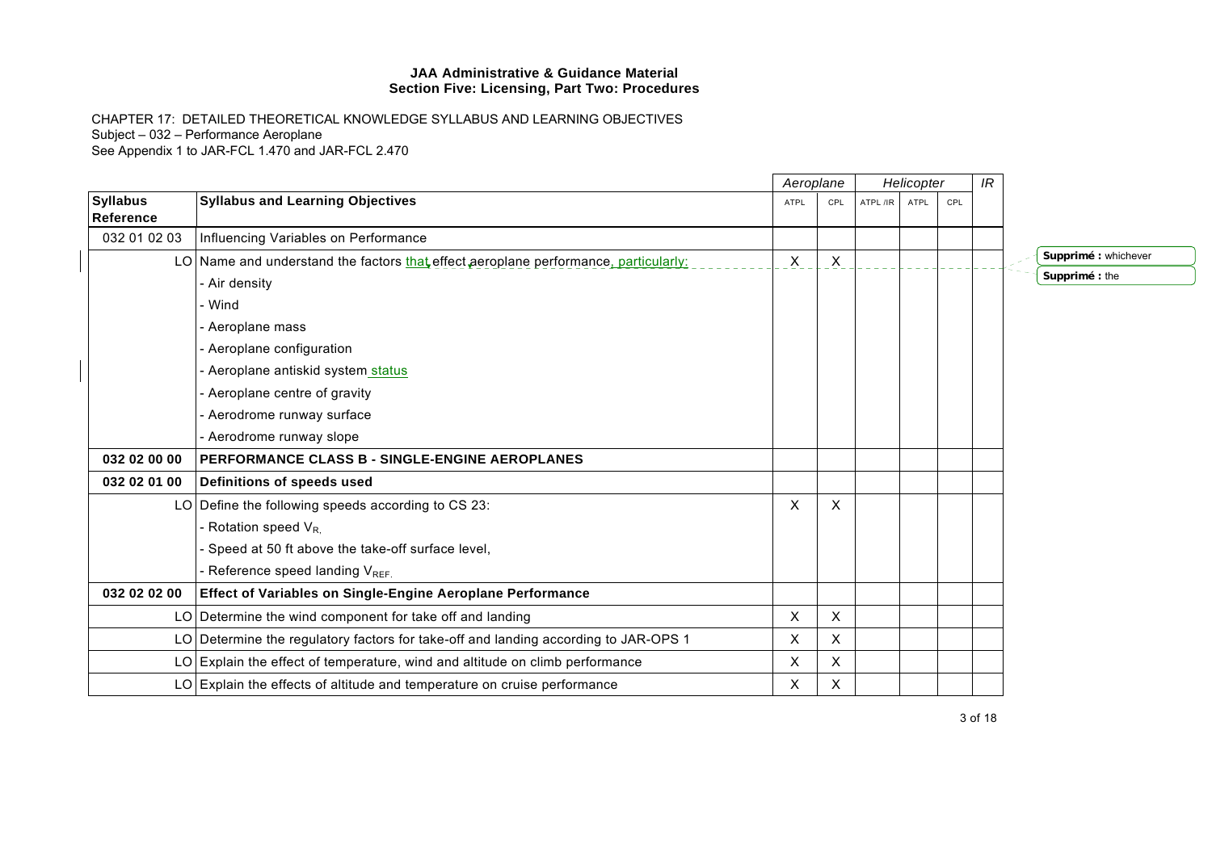**JAA Administrative & Guidance Material**
**Section Five: Licensing, Part Two: Procedures**

CHAPTER 17: DETAILED THEORETICAL KNOWLEDGE SYLLABUS AND LEARNING OBJECTIVES
Subject – 032 – Performance Aeroplane
See Appendix 1 to JAR-FCL 1.470 and JAR-FCL 2.470

| | | *Aeroplane* | | *Helicopter* | | | *IR* |
|---|---|---|---|---|---|---|---|
| **Syllabus Reference** | **Syllabus and Learning Objectives** | ATPL | CPL | ATPL /IR | ATPL | CPL | |
| 032 01 02 03 | Influencing Variables on Performance | | | | | | |
| LO | Name and understand the factors that effect aeroplane performance, particularly:<br>- Air density<br>- Wind<br>- Aeroplane mass<br>- Aeroplane configuration<br>- Aeroplane antiskid system status<br>- Aeroplane centre of gravity<br>- Aerodrome runway surface<br>- Aerodrome runway slope | X | X | | | | |
| **032 02 00 00** | **PERFORMANCE CLASS B - SINGLE-ENGINE AEROPLANES** | | | | | | |
| **032 02 01 00** | **Definitions of speeds used** | | | | | | |
| LO | Define the following speeds according to CS 23:<br>- Rotation speed $V_R$,<br>- Speed at 50 ft above the take-off surface level,<br>- Reference speed landing $V_{REF}$. | X | X | | | | |
| **032 02 02 00** | **Effect of Variables on Single-Engine Aeroplane Performance** | | | | | | |
| LO | Determine the wind component for take off and landing | X | X | | | | |
| LO | Determine the regulatory factors for take-off and landing according to JAR-OPS 1 | X | X | | | | |
| LO | Explain the effect of temperature, wind and altitude on climb performance | X | X | | | | |
| LO | Explain the effects of altitude and temperature on cruise performance | X | X | | | | |

Supprimé : whichever
Supprimé : the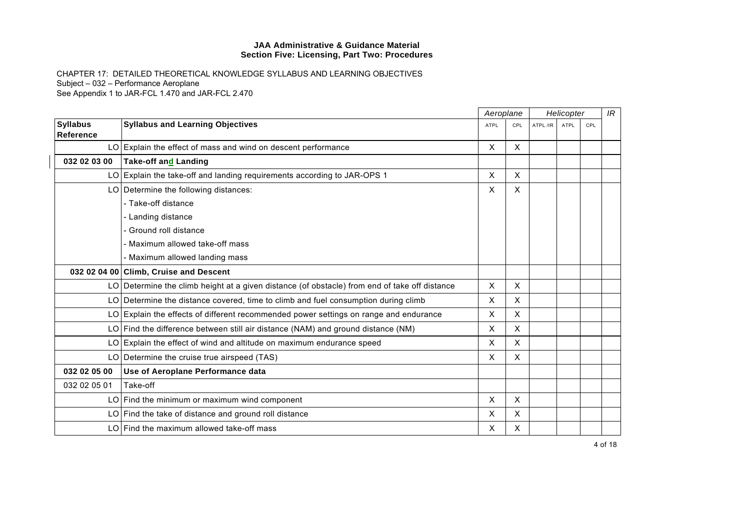**JAA Administrative & Guidance Material**
**Section Five: Licensing, Part Two: Procedures**

CHAPTER 17: DETAILED THEORETICAL KNOWLEDGE SYLLABUS AND LEARNING OBJECTIVES
Subject – 032 – Performance Aeroplane
See Appendix 1 to JAR-FCL 1.470 and JAR-FCL 2.470

| | | *Aeroplane* | | *Helicopter* | | | *IR* |
|---|---|---|---|---|---|---|---|
| **Syllabus Reference** | **Syllabus and Learning Objectives** | ATPL | CPL | ATPL /IR | ATPL | CPL | |
| LO | Explain the effect of mass and wind on descent performance | X | X | | | | |
| **032 02 03 00** | **Take-off and Landing** | | | | | | |
| LO | Explain the take-off and landing requirements according to JAR-OPS 1 | X | X | | | | |
| LO | Determine the following distances: | X | X | | | | |
| | - Take-off distance | | | | | | |
| | - Landing distance | | | | | | |
| | - Ground roll distance | | | | | | |
| | - Maximum allowed take-off mass | | | | | | |
| | - Maximum allowed landing mass | | | | | | |
| **032 02 04 00** | **Climb, Cruise and Descent** | | | | | | |
| LO | Determine the climb height at a given distance (of obstacle) from end of take off distance | X | X | | | | |
| LO | Determine the distance covered, time to climb and fuel consumption during climb | X | X | | | | |
| LO | Explain the effects of different recommended power settings on range and endurance | X | X | | | | |
| LO | Find the difference between still air distance (NAM) and ground distance (NM) | X | X | | | | |
| LO | Explain the effect of wind and altitude on maximum endurance speed | X | X | | | | |
| LO | Determine the cruise true airspeed (TAS) | X | X | | | | |
| **032 02 05 00** | **Use of Aeroplane Performance data** | | | | | | |
| 032 02 05 01 | Take-off | | | | | | |
| LO | Find the minimum or maximum wind component | X | X | | | | |
| LO | Find the take of distance and ground roll distance | X | X | | | | |
| LO | Find the maximum allowed take-off mass | X | X | | | | |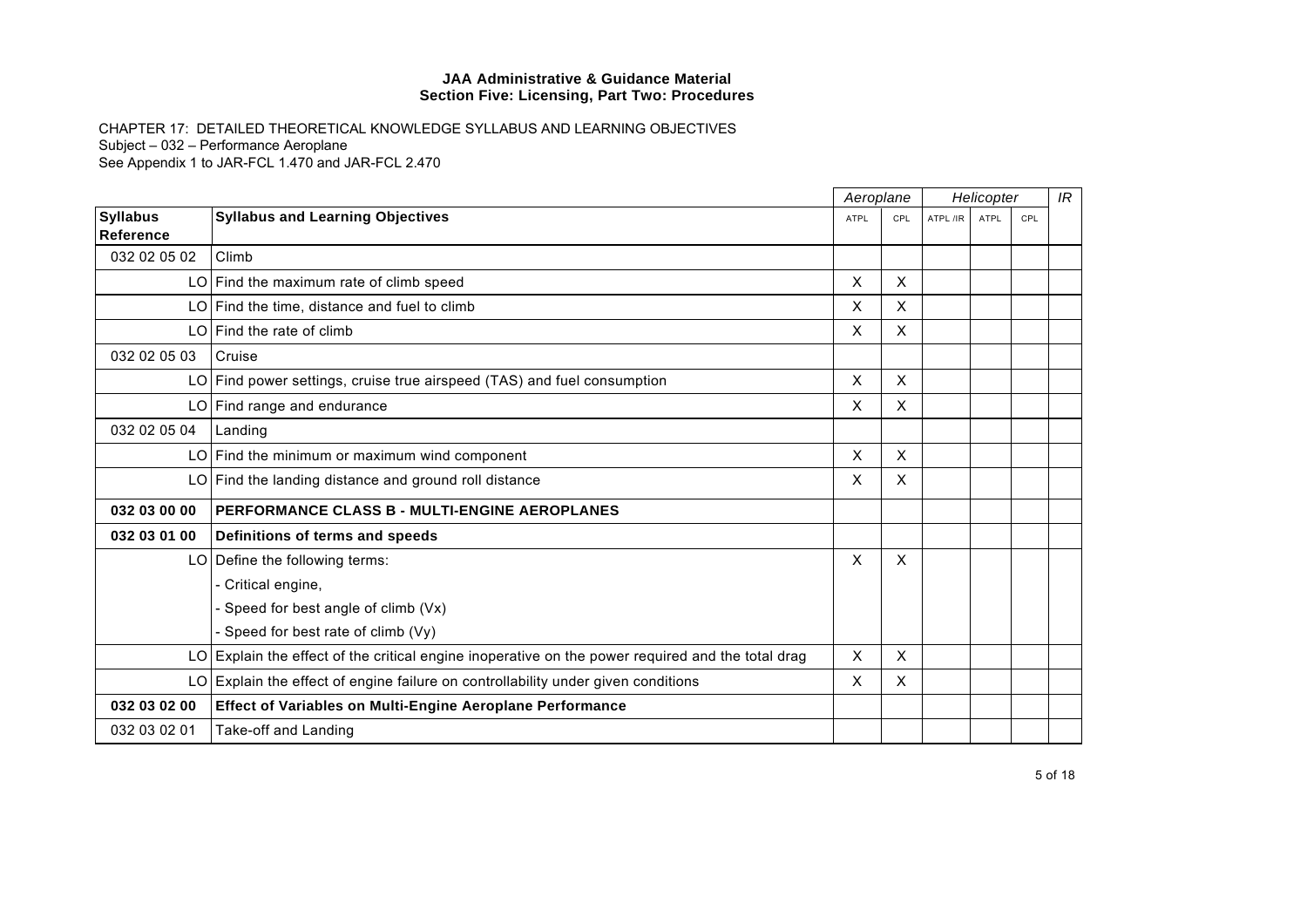**JAA Administrative & Guidance Material**
**Section Five: Licensing, Part Two: Procedures**

CHAPTER 17: DETAILED THEORETICAL KNOWLEDGE SYLLABUS AND LEARNING OBJECTIVES
Subject – 032 – Performance Aeroplane
See Appendix 1 to JAR-FCL 1.470 and JAR-FCL 2.470

| | | *Aeroplane* | | *Helicopter* | | | *IR* |
|---|---|---|---|---|---|---|---|
| **Syllabus Reference** | **Syllabus and Learning Objectives** | ATPL | CPL | ATPL /IR | ATPL | CPL | |
| 032 02 05 02 | Climb | | | | | | |
| LO | Find the maximum rate of climb speed | X | X | | | | |
| LO | Find the time, distance and fuel to climb | X | X | | | | |
| LO | Find the rate of climb | X | X | | | | |
| 032 02 05 03 | Cruise | | | | | | |
| LO | Find power settings, cruise true airspeed (TAS) and fuel consumption | X | X | | | | |
| LO | Find range and endurance | X | X | | | | |
| 032 02 05 04 | Landing | | | | | | |
| LO | Find the minimum or maximum wind component | X | X | | | | |
| LO | Find the landing distance and ground roll distance | X | X | | | | |
| **032 03 00 00** | **PERFORMANCE CLASS B - MULTI-ENGINE AEROPLANES** | | | | | | |
| **032 03 01 00** | **Definitions of terms and speeds** | | | | | | |
| LO | Define the following terms:<br>- Critical engine,<br>- Speed for best angle of climb (Vx)<br>- Speed for best rate of climb (Vy) | X | X | | | | |
| LO | Explain the effect of the critical engine inoperative on the power required and the total drag | X | X | | | | |
| LO | Explain the effect of engine failure on controllability under given conditions | X | X | | | | |
| **032 03 02 00** | **Effect of Variables on Multi-Engine Aeroplane Performance** | | | | | | |
| 032 03 02 01 | Take-off and Landing | | | | | | |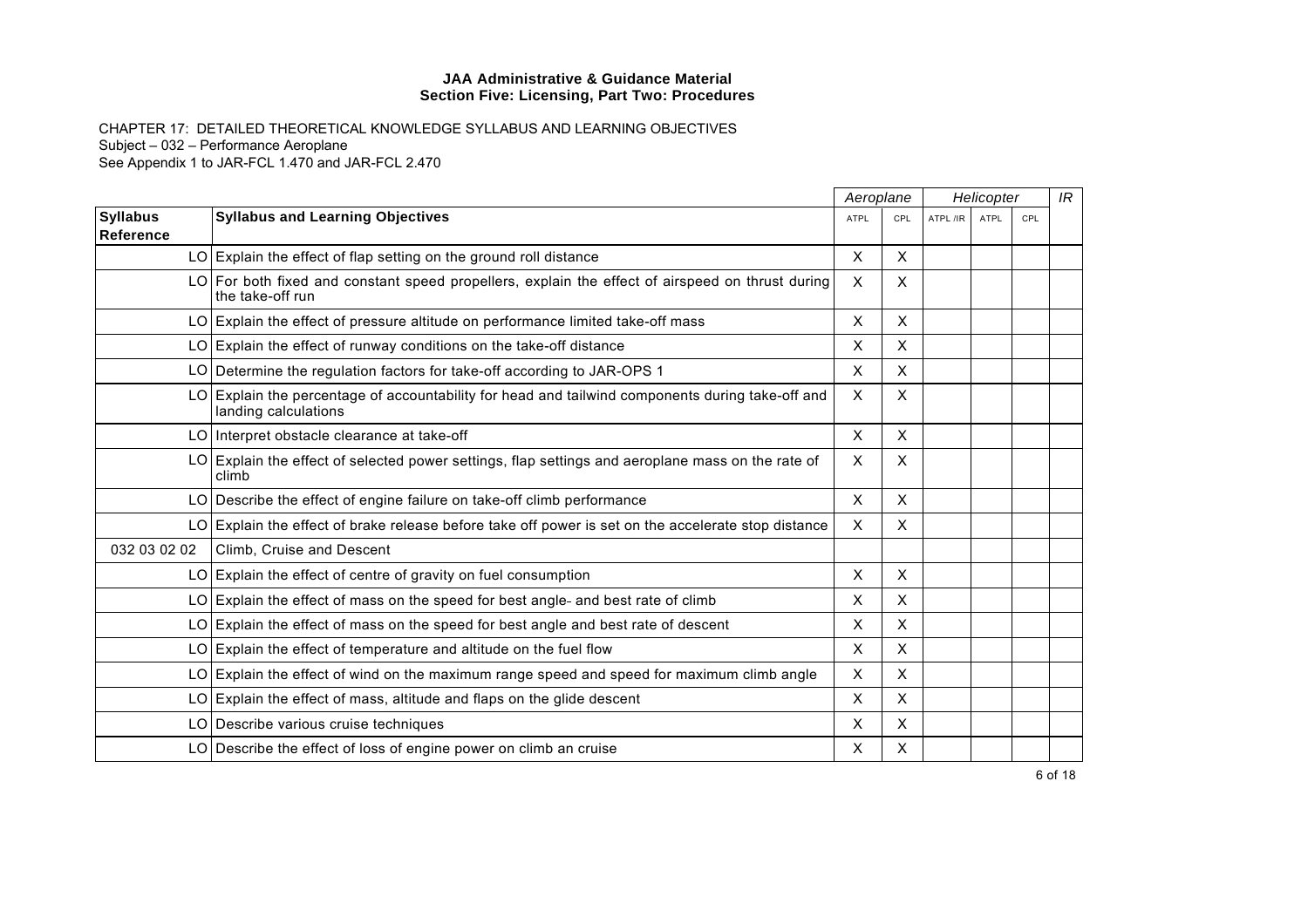**JAA Administrative & Guidance Material**
**Section Five: Licensing, Part Two: Procedures**

CHAPTER 17: DETAILED THEORETICAL KNOWLEDGE SYLLABUS AND LEARNING OBJECTIVES
Subject – 032 – Performance Aeroplane
See Appendix 1 to JAR-FCL 1.470 and JAR-FCL 2.470

| | | *Aeroplane* | | *Helicopter* | | | *IR* |
|---|---|---|---|---|---|---|---|
| **Syllabus Reference** | **Syllabus and Learning Objectives** | ATPL | CPL | ATPL /IR | ATPL | CPL | |
| LO | Explain the effect of flap setting on the ground roll distance | X | X | | | | |
| LO | For both fixed and constant speed propellers, explain the effect of airspeed on thrust during the take-off run | X | X | | | | |
| LO | Explain the effect of pressure altitude on performance limited take-off mass | X | X | | | | |
| LO | Explain the effect of runway conditions on the take-off distance | X | X | | | | |
| LO | Determine the regulation factors for take-off according to JAR-OPS 1 | X | X | | | | |
| LO | Explain the percentage of accountability for head and tailwind components during take-off and landing calculations | X | X | | | | |
| LO | Interpret obstacle clearance at take-off | X | X | | | | |
| LO | Explain the effect of selected power settings, flap settings and aeroplane mass on the rate of climb | X | X | | | | |
| LO | Describe the effect of engine failure on take-off climb performance | X | X | | | | |
| LO | Explain the effect of brake release before take off power is set on the accelerate stop distance | X | X | | | | |
| 032 03 02 02 | Climb, Cruise and Descent | | | | | | |
| LO | Explain the effect of centre of gravity on fuel consumption | X | X | | | | |
| LO | Explain the effect of mass on the speed for best angle- and best rate of climb | X | X | | | | |
| LO | Explain the effect of mass on the speed for best angle and best rate of descent | X | X | | | | |
| LO | Explain the effect of temperature and altitude on the fuel flow | X | X | | | | |
| LO | Explain the effect of wind on the maximum range speed and speed for maximum climb angle | X | X | | | | |
| LO | Explain the effect of mass, altitude and flaps on the glide descent | X | X | | | | |
| LO | Describe various cruise techniques | X | X | | | | |
| LO | Describe the effect of loss of engine power on climb an cruise | X | X | | | | |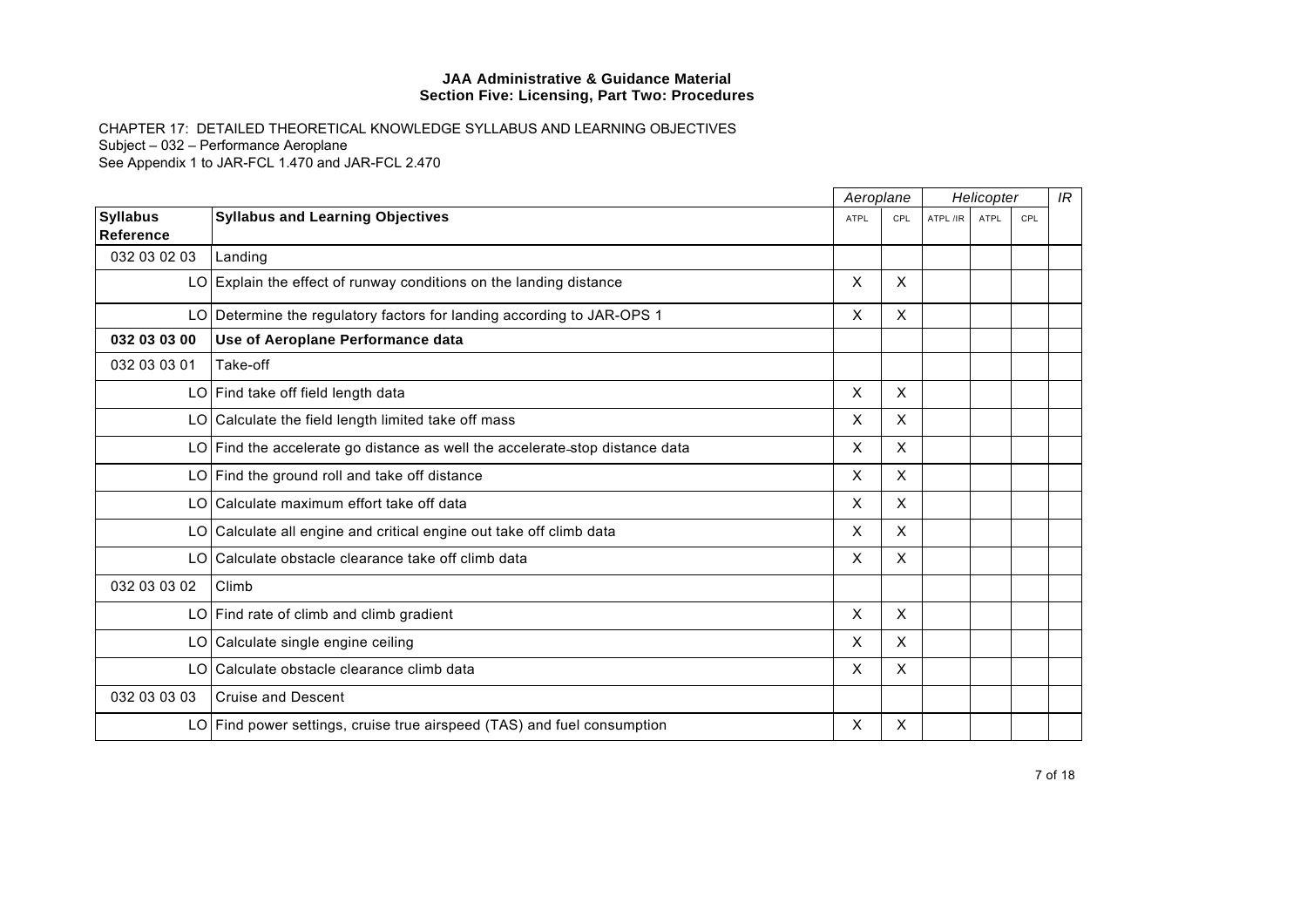**JAA Administrative & Guidance Material**
**Section Five: Licensing, Part Two: Procedures**

CHAPTER 17: DETAILED THEORETICAL KNOWLEDGE SYLLABUS AND LEARNING OBJECTIVES
Subject – 032 – Performance Aeroplane
See Appendix 1 to JAR-FCL 1.470 and JAR-FCL 2.470

| | | *Aeroplane* | | *Helicopter* | | | *IR* |
|---|---|---|---|---|---|---|---|
| **Syllabus Reference** | **Syllabus and Learning Objectives** | ATPL | CPL | ATPL /IR | ATPL | CPL | |
| 032 03 02 03 | Landing | | | | | | |
| LO | Explain the effect of runway conditions on the landing distance | X | X | | | | |
| LO | Determine the regulatory factors for landing according to JAR-OPS 1 | X | X | | | | |
| **032 03 03 00** | **Use of Aeroplane Performance data** | | | | | | |
| 032 03 03 01 | Take-off | | | | | | |
| LO | Find take off field length data | X | X | | | | |
| LO | Calculate the field length limited take off mass | X | X | | | | |
| LO | Find the accelerate go distance as well the accelerate-stop distance data | X | X | | | | |
| LO | Find the ground roll and take off distance | X | X | | | | |
| LO | Calculate maximum effort take off data | X | X | | | | |
| LO | Calculate all engine and critical engine out take off climb data | X | X | | | | |
| LO | Calculate obstacle clearance take off climb data | X | X | | | | |
| 032 03 03 02 | Climb | | | | | | |
| LO | Find rate of climb and climb gradient | X | X | | | | |
| LO | Calculate single engine ceiling | X | X | | | | |
| LO | Calculate obstacle clearance climb data | X | X | | | | |
| 032 03 03 03 | Cruise and Descent | | | | | | |
| LO | Find power settings, cruise true airspeed (TAS) and fuel consumption | X | X | | | | |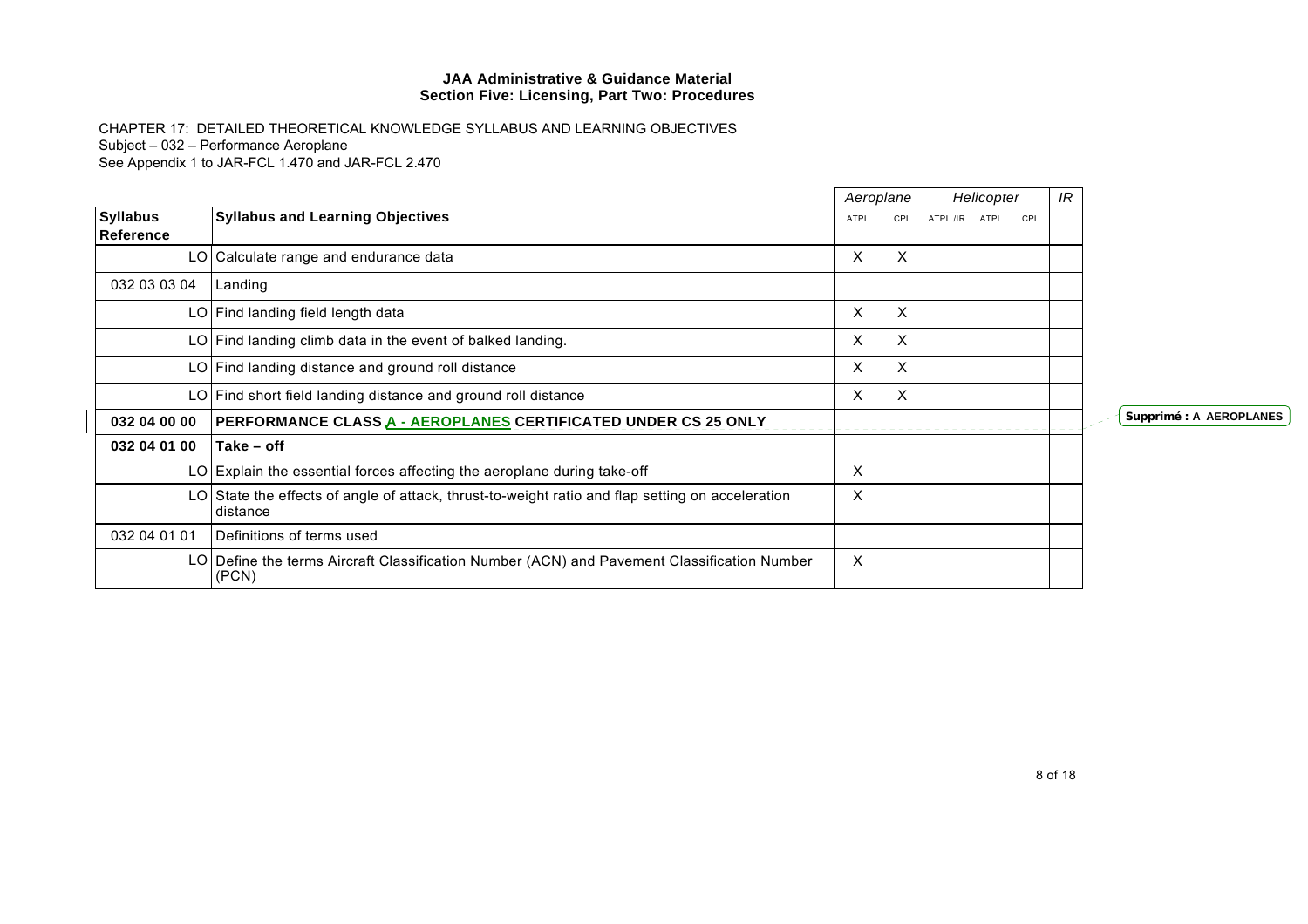**JAA Administrative & Guidance Material**
**Section Five: Licensing, Part Two: Procedures**

CHAPTER 17: DETAILED THEORETICAL KNOWLEDGE SYLLABUS AND LEARNING OBJECTIVES
Subject – 032 – Performance Aeroplane
See Appendix 1 to JAR-FCL 1.470 and JAR-FCL 2.470

| | | *Aeroplane* | | *Helicopter* | | | *IR* |
|---|---|---|---|---|---|---|---|
| **Syllabus Reference** | **Syllabus and Learning Objectives** | ATPL | CPL | ATPL /IR | ATPL | CPL | |
| LO | Calculate range and endurance data | X | X | | | | |
| 032 03 03 04 | Landing | | | | | | |
| LO | Find landing field length data | X | X | | | | |
| LO | Find landing climb data in the event of balked landing. | X | X | | | | |
| LO | Find landing distance and ground roll distance | X | X | | | | |
| LO | Find short field landing distance and ground roll distance | X | X | | | | |
| **032 04 00 00** | **PERFORMANCE CLASS A - AEROPLANES CERTIFICATED UNDER CS 25 ONLY** | | | | | | |
| **032 04 01 00** | **Take – off** | | | | | | |
| LO | Explain the essential forces affecting the aeroplane during take-off | X | | | | | |
| LO | State the effects of angle of attack, thrust-to-weight ratio and flap setting on acceleration distance | X | | | | | |
| 032 04 01 01 | Definitions of terms used | | | | | | |
| LO | Define the terms Aircraft Classification Number (ACN) and Pavement Classification Number (PCN) | X | | | | | |

Supprimé : A AEROPLANES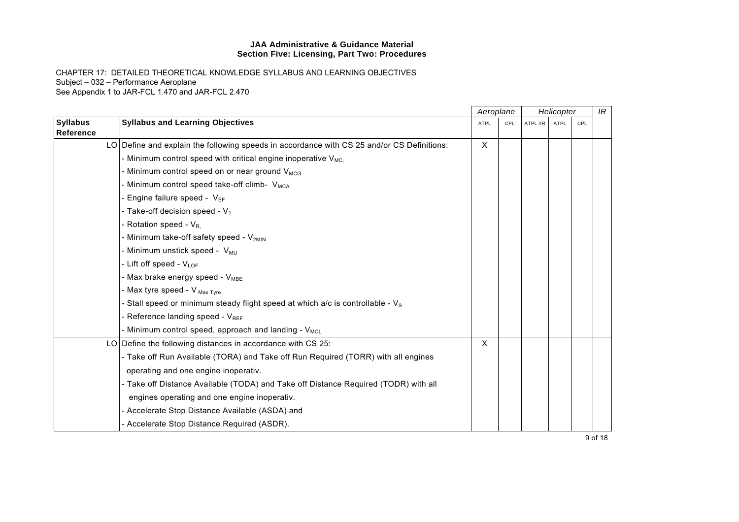**JAA Administrative & Guidance Material**
**Section Five: Licensing, Part Two: Procedures**

CHAPTER 17: DETAILED THEORETICAL KNOWLEDGE SYLLABUS AND LEARNING OBJECTIVES
Subject – 032 – Performance Aeroplane
See Appendix 1 to JAR-FCL 1.470 and JAR-FCL 2.470

| | | *Aeroplane* | | *Helicopter* | | | *IR* |
|---|---|---|---|---|---|---|---|
| **Syllabus Reference** | **Syllabus and Learning Objectives** | ATPL | CPL | ATPL /IR | ATPL | CPL | |
| LO | Define and explain the following speeds in accordance with CS 25 and/or CS Definitions:<br>- Minimum control speed with critical engine inoperative $V_{MC.}$<br>- Minimum control speed on or near ground $V_{MCG}$<br>- Minimum control speed take-off climb- $V_{MCA}$<br>- Engine failure speed - $V_{EF}$<br>- Take-off decision speed - $V_1$<br>- Rotation speed - $V_{R.}$<br>- Minimum take-off safety speed - $V_{2MIN}$<br>- Minimum unstick speed - $V_{MU}$<br>- Lift off speed - $V_{LOF}$<br>- Max brake energy speed - $V_{MBE}$<br>- Max tyre speed - $V_{Max\ Tyre}$<br>- Stall speed or minimum steady flight speed at which a/c is controllable - $V_S$<br>- Reference landing speed - $V_{REF}$<br>- Minimum control speed, approach and landing - $V_{MCL}$ | X | | | | | |
| LO | Define the following distances in accordance with CS 25:<br>- Take off Run Available (TORA) and Take off Run Required (TORR) with all engines operating and one engine inoperativ.<br>- Take off Distance Available (TODA) and Take off Distance Required (TODR) with all engines operating and one engine inoperativ.<br>- Accelerate Stop Distance Available (ASDA) and<br>- Accelerate Stop Distance Required (ASDR). | X | | | | | |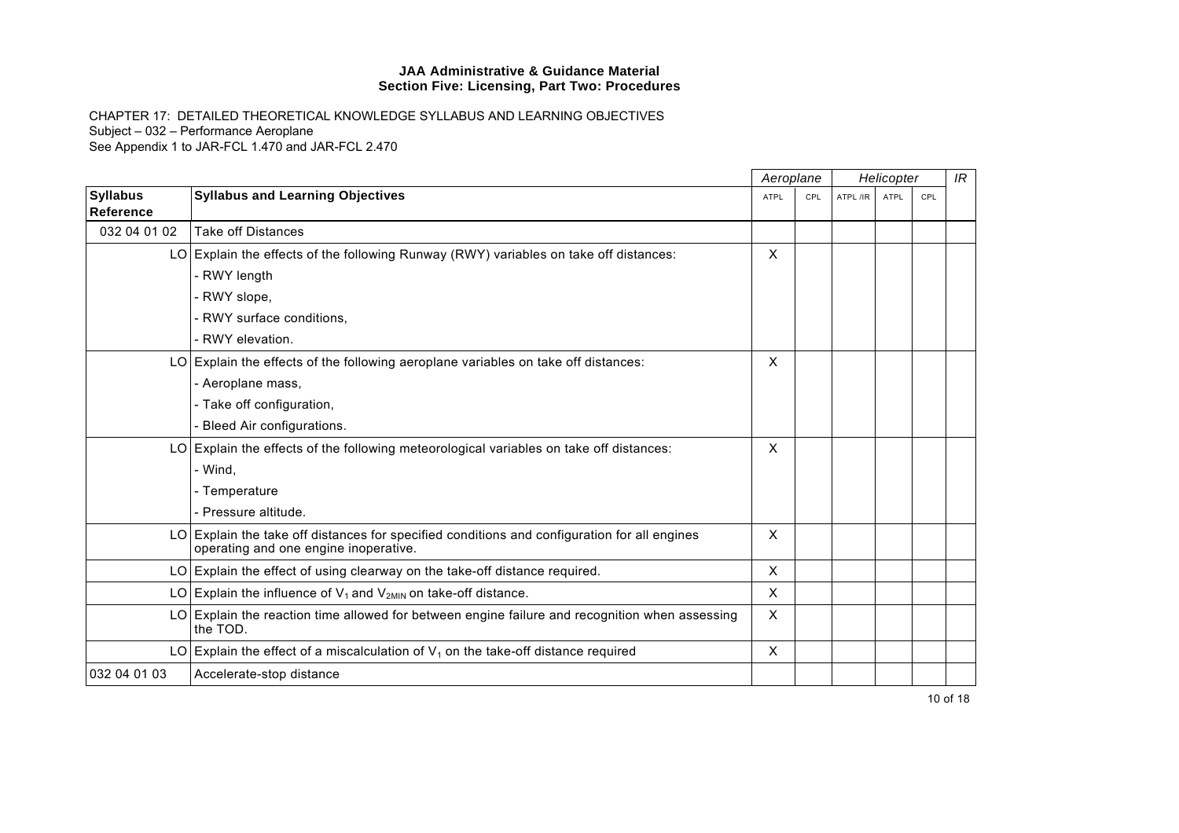**JAA Administrative & Guidance Material**
**Section Five: Licensing, Part Two: Procedures**

CHAPTER 17: DETAILED THEORETICAL KNOWLEDGE SYLLABUS AND LEARNING OBJECTIVES
Subject – 032 – Performance Aeroplane
See Appendix 1 to JAR-FCL 1.470 and JAR-FCL 2.470

| | | *Aeroplane* | | *Helicopter* | | | *IR* |
|---|---|---|---|---|---|---|---|
| **Syllabus Reference** | **Syllabus and Learning Objectives** | ATPL | CPL | ATPL /IR | ATPL | CPL | |
| 032 04 01 02 | Take off Distances | | | | | | |
| LO | Explain the effects of the following Runway (RWY) variables on take off distances:<br>- RWY length<br>- RWY slope,<br>- RWY surface conditions,<br>- RWY elevation. | X | | | | | |
| LO | Explain the effects of the following aeroplane variables on take off distances:<br>- Aeroplane mass,<br>- Take off configuration,<br>- Bleed Air configurations. | X | | | | | |
| LO | Explain the effects of the following meteorological variables on take off distances:<br>- Wind,<br>- Temperature<br>- Pressure altitude. | X | | | | | |
| LO | Explain the take off distances for specified conditions and configuration for all engines operating and one engine inoperative. | X | | | | | |
| LO | Explain the effect of using clearway on the take-off distance required. | X | | | | | |
| LO | Explain the influence of $V_1$ and $V_{2MIN}$ on take-off distance. | X | | | | | |
| LO | Explain the reaction time allowed for between engine failure and recognition when assessing the TOD. | X | | | | | |
| LO | Explain the effect of a miscalculation of $V_1$ on the take-off distance required | X | | | | | |
| 032 04 01 03 | Accelerate-stop distance | | | | | | |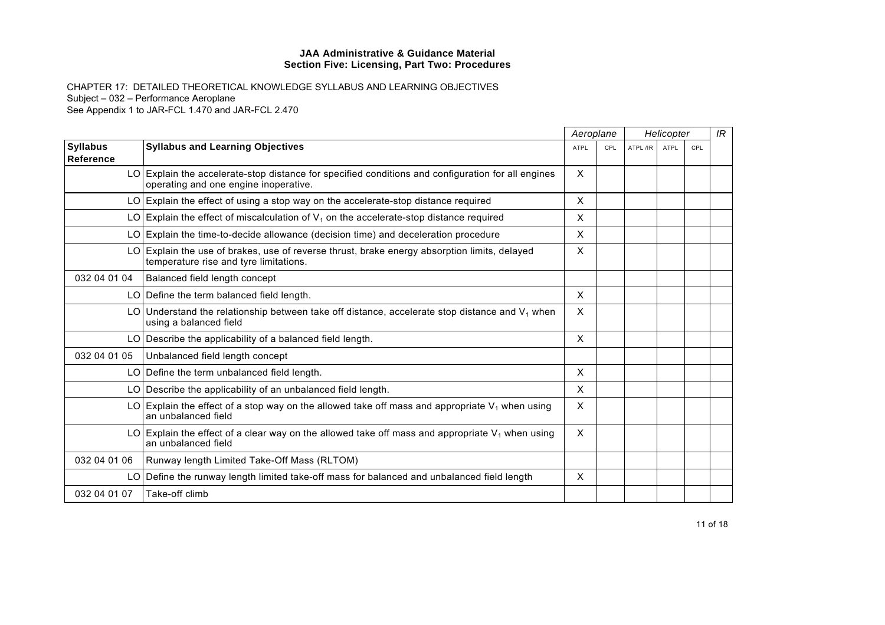**JAA Administrative & Guidance Material**
**Section Five: Licensing, Part Two: Procedures**

CHAPTER 17: DETAILED THEORETICAL KNOWLEDGE SYLLABUS AND LEARNING OBJECTIVES
Subject – 032 – Performance Aeroplane
See Appendix 1 to JAR-FCL 1.470 and JAR-FCL 2.470

| | | *Aeroplane* | | *Helicopter* | | | *IR* |
|---|---|---|---|---|---|---|---|
| **Syllabus Reference** | **Syllabus and Learning Objectives** | ATPL | CPL | ATPL /IR | ATPL | CPL | |
| LO | Explain the accelerate-stop distance for specified conditions and configuration for all engines operating and one engine inoperative. | X | | | | | |
| LO | Explain the effect of using a stop way on the accelerate-stop distance required | X | | | | | |
| LO | Explain the effect of miscalculation of $V_1$ on the accelerate-stop distance required | X | | | | | |
| LO | Explain the time-to-decide allowance (decision time) and deceleration procedure | X | | | | | |
| LO | Explain the use of brakes, use of reverse thrust, brake energy absorption limits, delayed temperature rise and tyre limitations. | X | | | | | |
| 032 04 01 04 | Balanced field length concept | | | | | | |
| LO | Define the term balanced field length. | X | | | | | |
| LO | Understand the relationship between take off distance, accelerate stop distance and $V_1$ when using a balanced field | X | | | | | |
| LO | Describe the applicability of a balanced field length. | X | | | | | |
| 032 04 01 05 | Unbalanced field length concept | | | | | | |
| LO | Define the term unbalanced field length. | X | | | | | |
| LO | Describe the applicability of an unbalanced field length. | X | | | | | |
| LO | Explain the effect of a stop way on the allowed take off mass and appropriate $V_1$ when using an unbalanced field | X | | | | | |
| LO | Explain the effect of a clear way on the allowed take off mass and appropriate $V_1$ when using an unbalanced field | X | | | | | |
| 032 04 01 06 | Runway length Limited Take-Off Mass (RLTOM) | | | | | | |
| LO | Define the runway length limited take-off mass for balanced and unbalanced field length | X | | | | | |
| 032 04 01 07 | Take-off climb | | | | | | |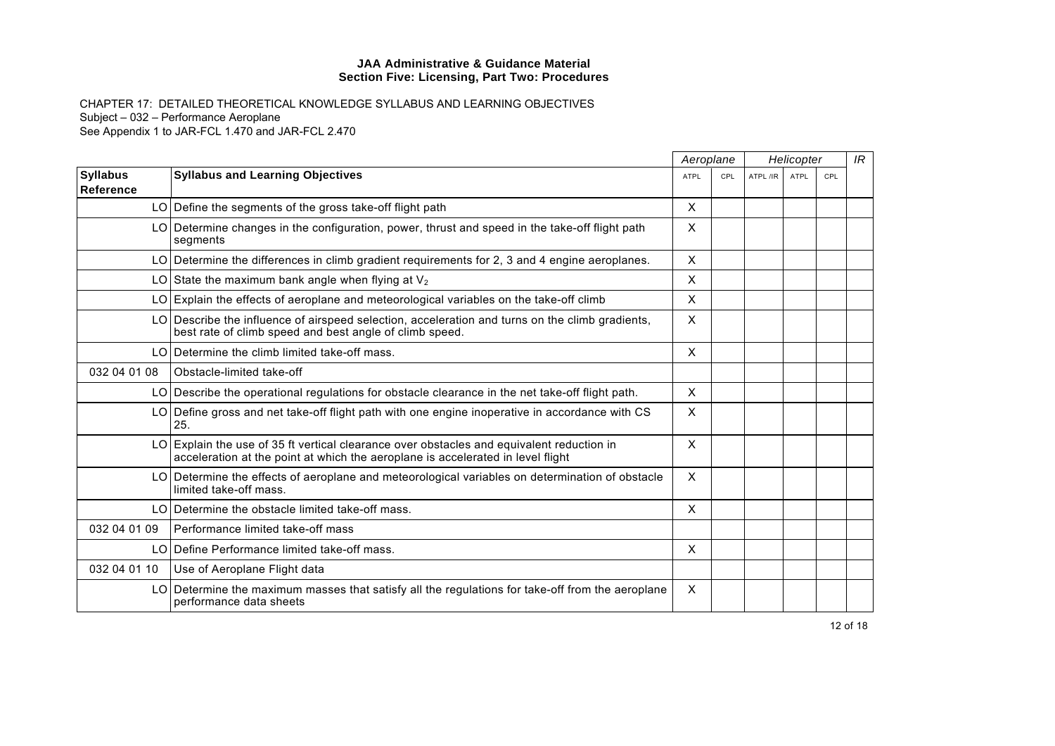**JAA Administrative & Guidance Material**
**Section Five: Licensing, Part Two: Procedures**

CHAPTER 17: DETAILED THEORETICAL KNOWLEDGE SYLLABUS AND LEARNING OBJECTIVES
Subject – 032 – Performance Aeroplane
See Appendix 1 to JAR-FCL 1.470 and JAR-FCL 2.470

| | | *Aeroplane* | | *Helicopter* | | | *IR* |
|---|---|---|---|---|---|---|---|
| **Syllabus Reference** | **Syllabus and Learning Objectives** | ATPL | CPL | ATPL /IR | ATPL | CPL | |
| LO | Define the segments of the gross take-off flight path | X | | | | | |
| LO | Determine changes in the configuration, power, thrust and speed in the take-off flight path segments | X | | | | | |
| LO | Determine the differences in climb gradient requirements for 2, 3 and 4 engine aeroplanes. | X | | | | | |
| LO | State the maximum bank angle when flying at $V_2$ | X | | | | | |
| LO | Explain the effects of aeroplane and meteorological variables on the take-off climb | X | | | | | |
| LO | Describe the influence of airspeed selection, acceleration and turns on the climb gradients, best rate of climb speed and best angle of climb speed. | X | | | | | |
| LO | Determine the climb limited take-off mass. | X | | | | | |
| 032 04 01 08 | Obstacle-limited take-off | | | | | | |
| LO | Describe the operational regulations for obstacle clearance in the net take-off flight path. | X | | | | | |
| LO | Define gross and net take-off flight path with one engine inoperative in accordance with CS 25. | X | | | | | |
| LO | Explain the use of 35 ft vertical clearance over obstacles and equivalent reduction in acceleration at the point at which the aeroplane is accelerated in level flight | X | | | | | |
| LO | Determine the effects of aeroplane and meteorological variables on determination of obstacle limited take-off mass. | X | | | | | |
| LO | Determine the obstacle limited take-off mass. | X | | | | | |
| 032 04 01 09 | Performance limited take-off mass | | | | | | |
| LO | Define Performance limited take-off mass. | X | | | | | |
| 032 04 01 10 | Use of Aeroplane Flight data | | | | | | |
| LO | Determine the maximum masses that satisfy all the regulations for take-off from the aeroplane performance data sheets | X | | | | | |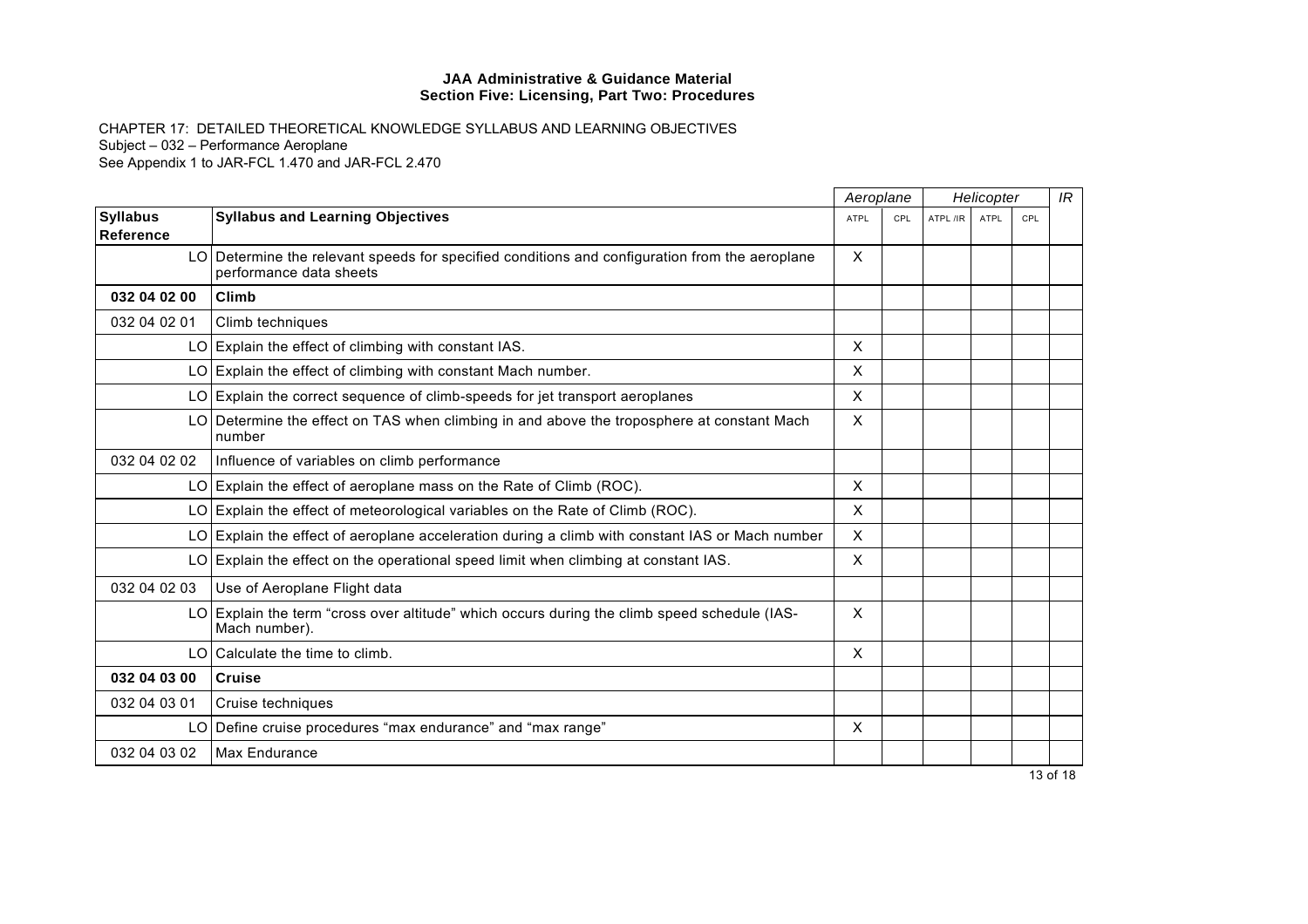**JAA Administrative & Guidance Material**
**Section Five: Licensing, Part Two: Procedures**

CHAPTER 17: DETAILED THEORETICAL KNOWLEDGE SYLLABUS AND LEARNING OBJECTIVES
Subject – 032 – Performance Aeroplane
See Appendix 1 to JAR-FCL 1.470 and JAR-FCL 2.470

| | | *Aeroplane* | | *Helicopter* | | | *IR* |
|---|---|---|---|---|---|---|---|
| **Syllabus Reference** | **Syllabus and Learning Objectives** | ATPL | CPL | ATPL /IR | ATPL | CPL | |
| LO | Determine the relevant speeds for specified conditions and configuration from the aeroplane performance data sheets | X | | | | | |
| **032 04 02 00** | **Climb** | | | | | | |
| 032 04 02 01 | Climb techniques | | | | | | |
| LO | Explain the effect of climbing with constant IAS. | X | | | | | |
| LO | Explain the effect of climbing with constant Mach number. | X | | | | | |
| LO | Explain the correct sequence of climb-speeds for jet transport aeroplanes | X | | | | | |
| LO | Determine the effect on TAS when climbing in and above the troposphere at constant Mach number | X | | | | | |
| 032 04 02 02 | Influence of variables on climb performance | | | | | | |
| LO | Explain the effect of aeroplane mass on the Rate of Climb (ROC). | X | | | | | |
| LO | Explain the effect of meteorological variables on the Rate of Climb (ROC). | X | | | | | |
| LO | Explain the effect of aeroplane acceleration during a climb with constant IAS or Mach number | X | | | | | |
| LO | Explain the effect on the operational speed limit when climbing at constant IAS. | X | | | | | |
| 032 04 02 03 | Use of Aeroplane Flight data | | | | | | |
| LO | Explain the term "cross over altitude" which occurs during the climb speed schedule (IAS-Mach number). | X | | | | | |
| LO | Calculate the time to climb. | X | | | | | |
| **032 04 03 00** | **Cruise** | | | | | | |
| 032 04 03 01 | Cruise techniques | | | | | | |
| LO | Define cruise procedures "max endurance" and "max range" | X | | | | | |
| 032 04 03 02 | Max Endurance | | | | | | |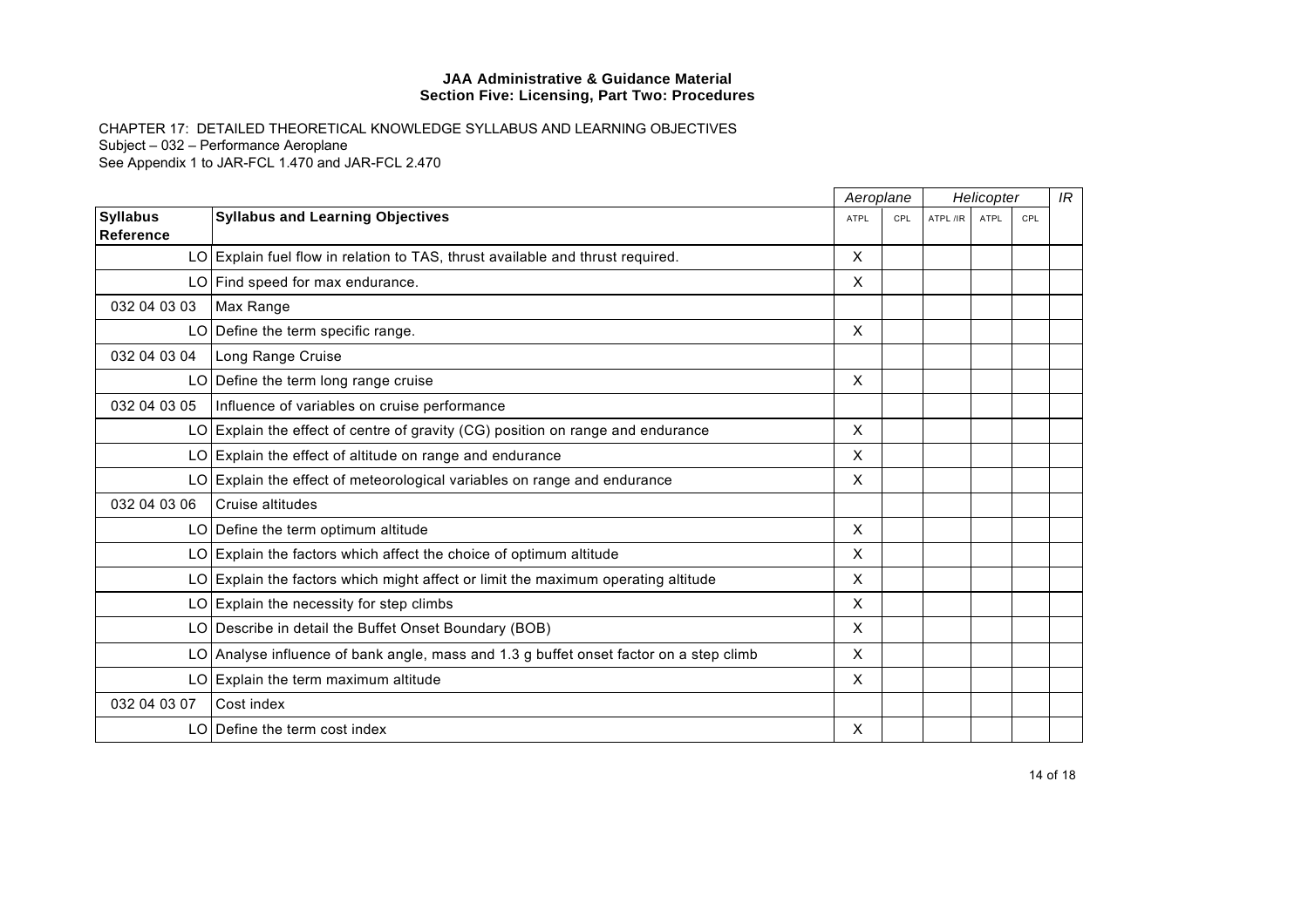**JAA Administrative & Guidance Material**
**Section Five: Licensing, Part Two: Procedures**

CHAPTER 17: DETAILED THEORETICAL KNOWLEDGE SYLLABUS AND LEARNING OBJECTIVES
Subject – 032 – Performance Aeroplane
See Appendix 1 to JAR-FCL 1.470 and JAR-FCL 2.470

| | | *Aeroplane* | | *Helicopter* | | | *IR* |
|---|---|---|---|---|---|---|---|
| **Syllabus Reference** | **Syllabus and Learning Objectives** | ATPL | CPL | ATPL /IR | ATPL | CPL | |
| LO | Explain fuel flow in relation to TAS, thrust available and thrust required. | X | | | | | |
| LO | Find speed for max endurance. | X | | | | | |
| 032 04 03 03 | Max Range | | | | | | |
| LO | Define the term specific range. | X | | | | | |
| 032 04 03 04 | Long Range Cruise | | | | | | |
| LO | Define the term long range cruise | X | | | | | |
| 032 04 03 05 | Influence of variables on cruise performance | | | | | | |
| LO | Explain the effect of centre of gravity (CG) position on range and endurance | X | | | | | |
| LO | Explain the effect of altitude on range and endurance | X | | | | | |
| LO | Explain the effect of meteorological variables on range and endurance | X | | | | | |
| 032 04 03 06 | Cruise altitudes | | | | | | |
| LO | Define the term optimum altitude | X | | | | | |
| LO | Explain the factors which affect the choice of optimum altitude | X | | | | | |
| LO | Explain the factors which might affect or limit the maximum operating altitude | X | | | | | |
| LO | Explain the necessity for step climbs | X | | | | | |
| LO | Describe in detail the Buffet Onset Boundary (BOB) | X | | | | | |
| LO | Analyse influence of bank angle, mass and 1.3 g buffet onset factor on a step climb | X | | | | | |
| LO | Explain the term maximum altitude | X | | | | | |
| 032 04 03 07 | Cost index | | | | | | |
| LO | Define the term cost index | X | | | | | |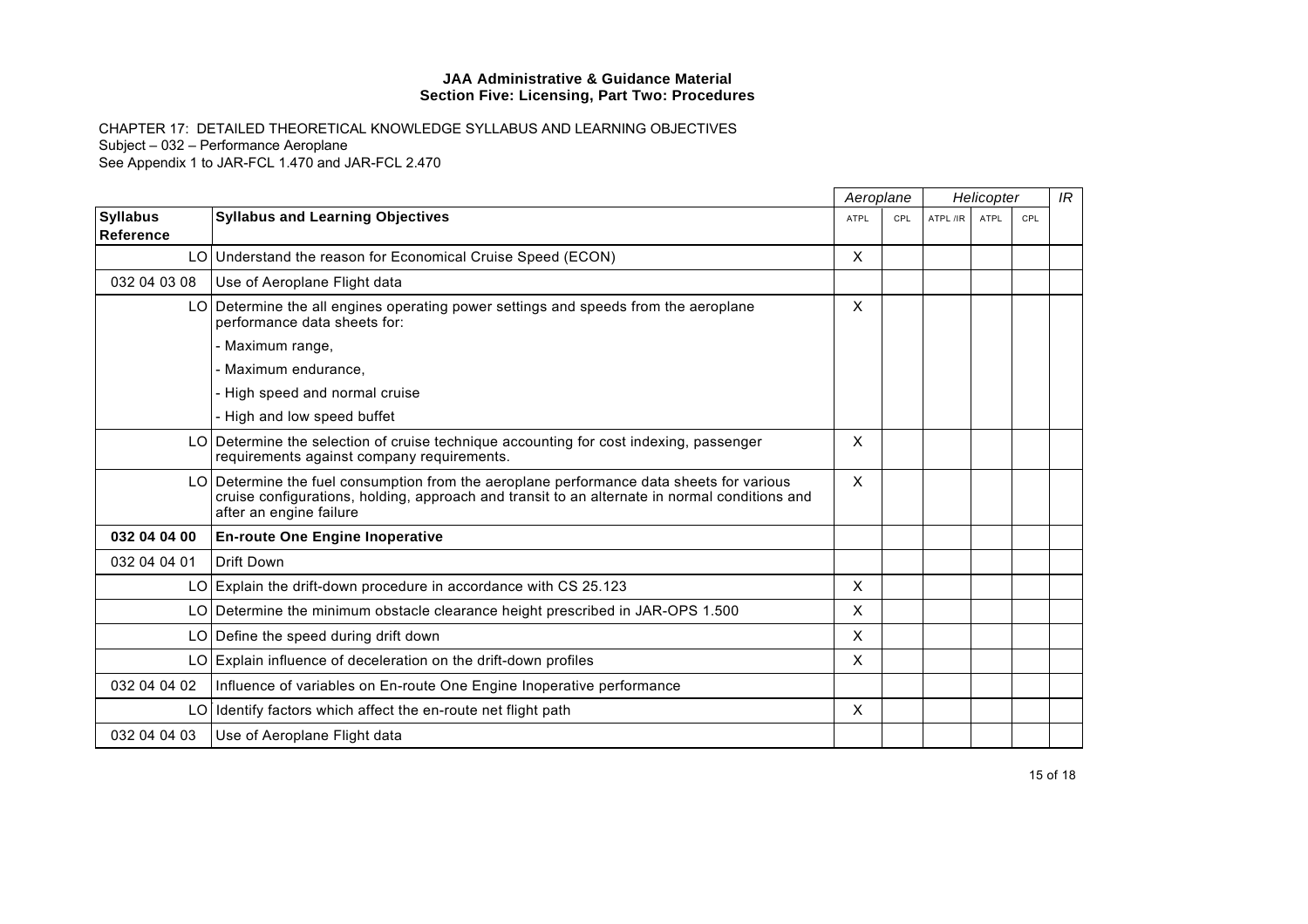**JAA Administrative & Guidance Material**
**Section Five: Licensing, Part Two: Procedures**

CHAPTER 17: DETAILED THEORETICAL KNOWLEDGE SYLLABUS AND LEARNING OBJECTIVES
Subject – 032 – Performance Aeroplane
See Appendix 1 to JAR-FCL 1.470 and JAR-FCL 2.470

| | | *Aeroplane* | | *Helicopter* | | | *IR* |
|---|---|---|---|---|---|---|---|
| **Syllabus Reference** | **Syllabus and Learning Objectives** | ATPL | CPL | ATPL /IR | ATPL | CPL | |
| LO | Understand the reason for Economical Cruise Speed (ECON) | X | | | | | |
| 032 04 03 08 | Use of Aeroplane Flight data | | | | | | |
| LO | Determine the all engines operating power settings and speeds from the aeroplane performance data sheets for:<br>- Maximum range,<br>- Maximum endurance,<br>- High speed and normal cruise<br>- High and low speed buffet | X | | | | | |
| LO | Determine the selection of cruise technique accounting for cost indexing, passenger requirements against company requirements. | X | | | | | |
| LO | Determine the fuel consumption from the aeroplane performance data sheets for various cruise configurations, holding, approach and transit to an alternate in normal conditions and after an engine failure | X | | | | | |
| **032 04 04 00** | **En-route One Engine Inoperative** | | | | | | |
| 032 04 04 01 | Drift Down | | | | | | |
| LO | Explain the drift-down procedure in accordance with CS 25.123 | X | | | | | |
| LO | Determine the minimum obstacle clearance height prescribed in JAR-OPS 1.500 | X | | | | | |
| LO | Define the speed during drift down | X | | | | | |
| LO | Explain influence of deceleration on the drift-down profiles | X | | | | | |
| 032 04 04 02 | Influence of variables on En-route One Engine Inoperative performance | | | | | | |
| LO | Identify factors which affect the en-route net flight path | X | | | | | |
| 032 04 04 03 | Use of Aeroplane Flight data | | | | | | |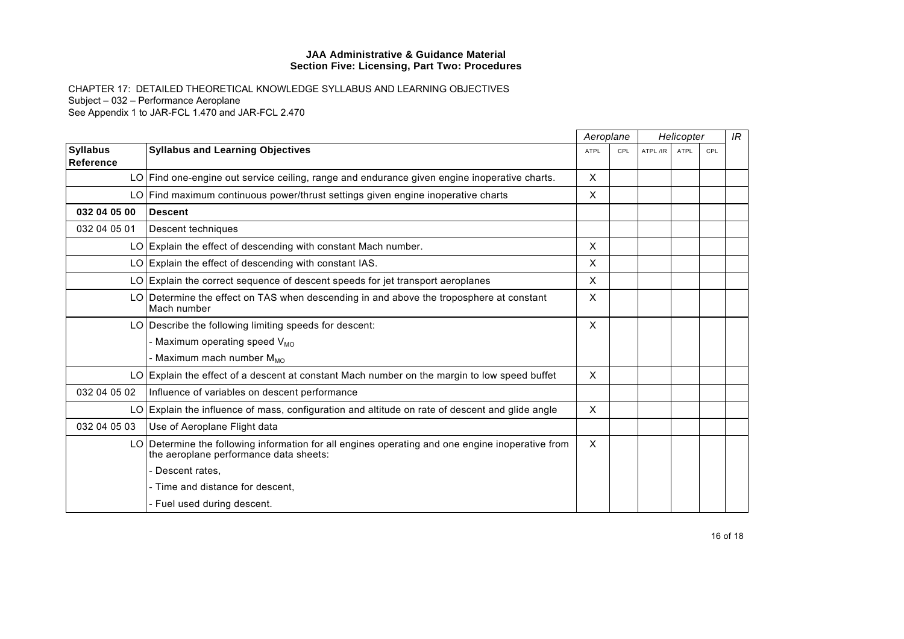**JAA Administrative & Guidance Material**
**Section Five: Licensing, Part Two: Procedures**

CHAPTER 17: DETAILED THEORETICAL KNOWLEDGE SYLLABUS AND LEARNING OBJECTIVES
Subject – 032 – Performance Aeroplane
See Appendix 1 to JAR-FCL 1.470 and JAR-FCL 2.470

| | | *Aeroplane* | | *Helicopter* | | | *IR* |
|---|---|---|---|---|---|---|---|
| **Syllabus Reference** | **Syllabus and Learning Objectives** | ATPL | CPL | ATPL /IR | ATPL | CPL | |
| LO | Find one-engine out service ceiling, range and endurance given engine inoperative charts. | X | | | | | |
| LO | Find maximum continuous power/thrust settings given engine inoperative charts | X | | | | | |
| **032 04 05 00** | **Descent** | | | | | | |
| 032 04 05 01 | Descent techniques | | | | | | |
| LO | Explain the effect of descending with constant Mach number. | X | | | | | |
| LO | Explain the effect of descending with constant IAS. | X | | | | | |
| LO | Explain the correct sequence of descent speeds for jet transport aeroplanes | X | | | | | |
| LO | Determine the effect on TAS when descending in and above the troposphere at constant Mach number | X | | | | | |
| LO | Describe the following limiting speeds for descent: | X | | | | | |
| | - Maximum operating speed $V_{MO}$ | | | | | | |
| | - Maximum mach number $M_{MO}$ | | | | | | |
| LO | Explain the effect of a descent at constant Mach number on the margin to low speed buffet | X | | | | | |
| 032 04 05 02 | Influence of variables on descent performance | | | | | | |
| LO | Explain the influence of mass, configuration and altitude on rate of descent and glide angle | X | | | | | |
| 032 04 05 03 | Use of Aeroplane Flight data | | | | | | |
| LO | Determine the following information for all engines operating and one engine inoperative from the aeroplane performance data sheets: | X | | | | | |
| | - Descent rates, | | | | | | |
| | - Time and distance for descent, | | | | | | |
| | - Fuel used during descent. | | | | | | |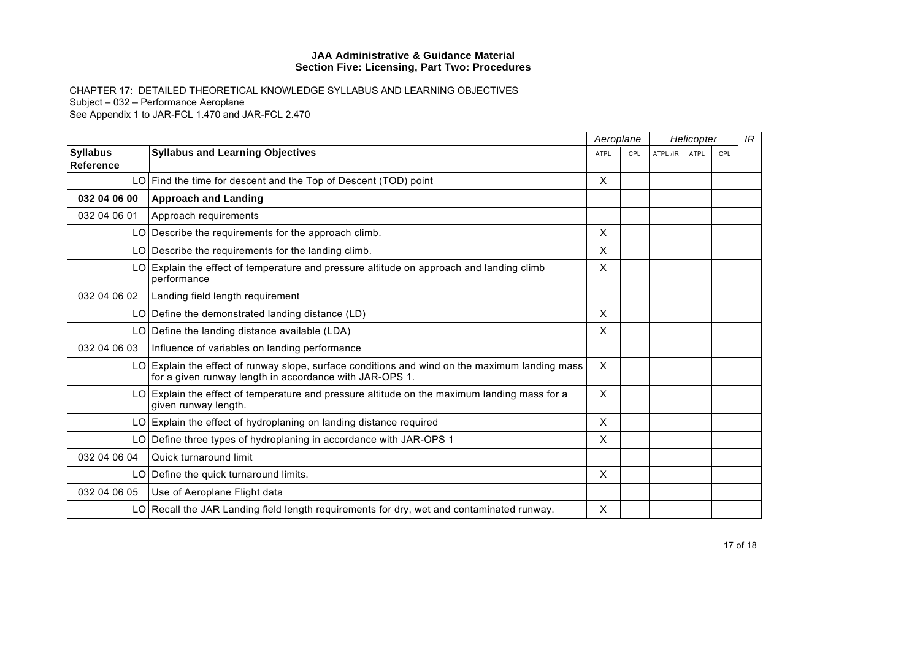**JAA Administrative & Guidance Material**
**Section Five: Licensing, Part Two: Procedures**

CHAPTER 17: DETAILED THEORETICAL KNOWLEDGE SYLLABUS AND LEARNING OBJECTIVES
Subject – 032 – Performance Aeroplane
See Appendix 1 to JAR-FCL 1.470 and JAR-FCL 2.470

| | | *Aeroplane* | | *Helicopter* | | | *IR* |
|---|---|---|---|---|---|---|---|
| **Syllabus Reference** | **Syllabus and Learning Objectives** | ATPL | CPL | ATPL /IR | ATPL | CPL | |
| LO | Find the time for descent and the Top of Descent (TOD) point | X | | | | | |
| **032 04 06 00** | **Approach and Landing** | | | | | | |
| 032 04 06 01 | Approach requirements | | | | | | |
| LO | Describe the requirements for the approach climb. | X | | | | | |
| LO | Describe the requirements for the landing climb. | X | | | | | |
| LO | Explain the effect of temperature and pressure altitude on approach and landing climb performance | X | | | | | |
| 032 04 06 02 | Landing field length requirement | | | | | | |
| LO | Define the demonstrated landing distance (LD) | X | | | | | |
| LO | Define the landing distance available (LDA) | X | | | | | |
| 032 04 06 03 | Influence of variables on landing performance | | | | | | |
| LO | Explain the effect of runway slope, surface conditions and wind on the maximum landing mass for a given runway length in accordance with JAR-OPS 1. | X | | | | | |
| LO | Explain the effect of temperature and pressure altitude on the maximum landing mass for a given runway length. | X | | | | | |
| LO | Explain the effect of hydroplaning on landing distance required | X | | | | | |
| LO | Define three types of hydroplaning in accordance with JAR-OPS 1 | X | | | | | |
| 032 04 06 04 | Quick turnaround limit | | | | | | |
| LO | Define the quick turnaround limits. | X | | | | | |
| 032 04 06 05 | Use of Aeroplane Flight data | | | | | | |
| LO | Recall the JAR Landing field length requirements for dry, wet and contaminated runway. | X | | | | | |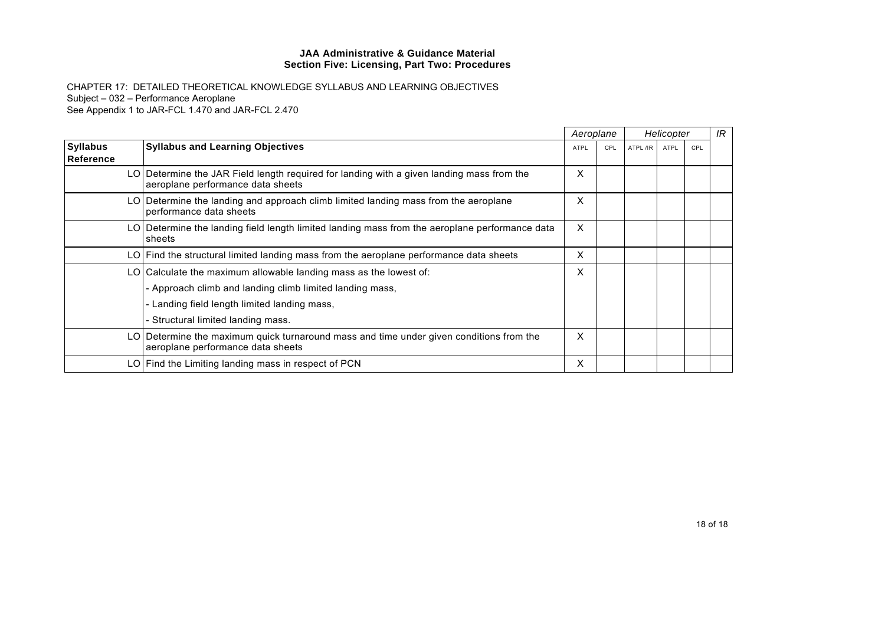**JAA Administrative & Guidance Material**
**Section Five: Licensing, Part Two: Procedures**

CHAPTER 17: DETAILED THEORETICAL KNOWLEDGE SYLLABUS AND LEARNING OBJECTIVES
Subject – 032 – Performance Aeroplane
See Appendix 1 to JAR-FCL 1.470 and JAR-FCL 2.470

| | | *Aeroplane* | | *Helicopter* | | | *IR* |
|---|---|---|---|---|---|---|---|
| **Syllabus Reference** | **Syllabus and Learning Objectives** | ATPL | CPL | ATPL /IR | ATPL | CPL | |
| LO | Determine the JAR Field length required for landing with a given landing mass from the aeroplane performance data sheets | X | | | | | |
| LO | Determine the landing and approach climb limited landing mass from the aeroplane performance data sheets | X | | | | | |
| LO | Determine the landing field length limited landing mass from the aeroplane performance data sheets | X | | | | | |
| LO | Find the structural limited landing mass from the aeroplane performance data sheets | X | | | | | |
| LO | Calculate the maximum allowable landing mass as the lowest of:<br>- Approach climb and landing climb limited landing mass,<br>- Landing field length limited landing mass,<br>- Structural limited landing mass. | X | | | | | |
| LO | Determine the maximum quick turnaround mass and time under given conditions from the aeroplane performance data sheets | X | | | | | |
| LO | Find the Limiting landing mass in respect of PCN | X | | | | | |